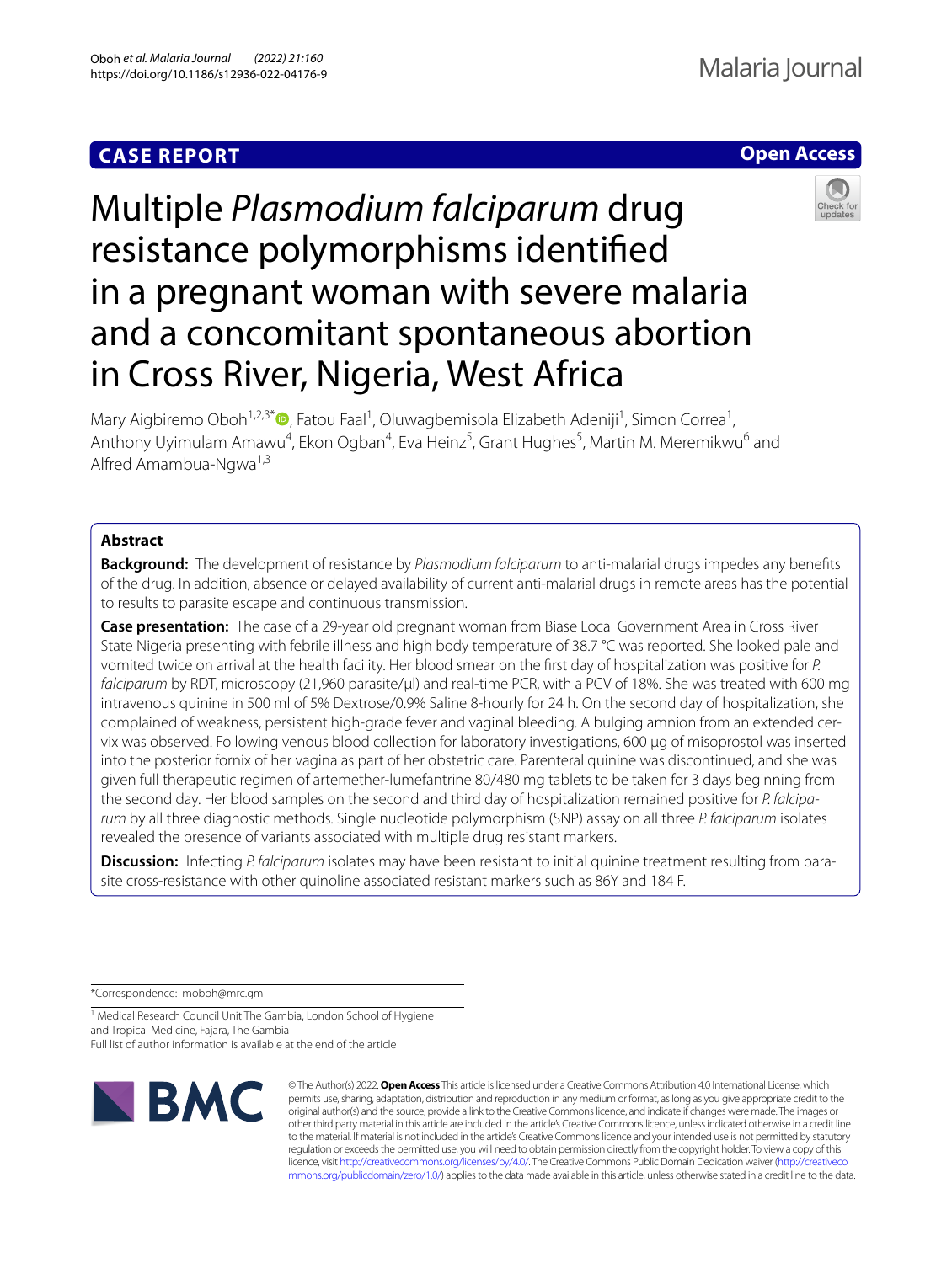CASE REPORT

Open Access

# Multiple *Plasmodium falciparum* drug resistance polymorphisms identified in a pregnant woman with severe malaria and a concomitant spontaneous abortion in Cross River, Nigeria, West Africa

Mary Aigbiremo Oboh[1,2,3*], Fatou Faal[1], Oluwagbemisola Elizabeth Adeniji[1], Simon Correa[1], Anthony Uyimulam Amawu[4], Ekon Ogban[4], Eva Heinz[5], Grant Hughes[5], Martin M. Meremikwu[6] and Alfred Amambua-Ngwa[1,3]

## Abstract

**Background:** The development of resistance by *Plasmodium falciparum* to anti-malarial drugs impedes any benefits of the drug. In addition, absence or delayed availability of current anti-malarial drugs in remote areas has the potential to results to parasite escape and continuous transmission.

**Case presentation:** The case of a 29-year old pregnant woman from Biase Local Government Area in Cross River State Nigeria presenting with febrile illness and high body temperature of 38.7 °C was reported. She looked pale and vomited twice on arrival at the health facility. Her blood smear on the first day of hospitalization was positive for *P. falciparum* by RDT, microscopy (21,960 parasite/µl) and real-time PCR, with a PCV of 18%. She was treated with 600 mg intravenous quinine in 500 ml of 5% Dextrose/0.9% Saline 8-hourly for 24 h. On the second day of hospitalization, she complained of weakness, persistent high-grade fever and vaginal bleeding. A bulging amnion from an extended cervix was observed. Following venous blood collection for laboratory investigations, 600 µg of misoprostol was inserted into the posterior fornix of her vagina as part of her obstetric care. Parenteral quinine was discontinued, and she was given full therapeutic regimen of artemether-lumefantrine 80/480 mg tablets to be taken for 3 days beginning from the second day. Her blood samples on the second and third day of hospitalization remained positive for *P. falciparum* by all three diagnostic methods. Single nucleotide polymorphism (SNP) assay on all three *P. falciparum* isolates revealed the presence of variants associated with multiple drug resistant markers.

**Discussion:** Infecting *P. falciparum* isolates may have been resistant to initial quinine treatment resulting from parasite cross-resistance with other quinoline associated resistant markers such as 86Y and 184 F.

*Correspondence: moboh@mrc.gm

[1] Medical Research Council Unit The Gambia, London School of Hygiene and Tropical Medicine, Fajara, The Gambia

Full list of author information is available at the end of the article

© The Author(s) 2022. **Open Access** This article is licensed under a Creative Commons Attribution 4.0 International License, which permits use, sharing, adaptation, distribution and reproduction in any medium or format, as long as you give appropriate credit to the original author(s) and the source, provide a link to the Creative Commons licence, and indicate if changes were made. The images or other third party material in this article are included in the article's Creative Commons licence, unless indicated otherwise in a credit line to the material. If material is not included in the article's Creative Commons licence and your intended use is not permitted by statutory regulation or exceeds the permitted use, you will need to obtain permission directly from the copyright holder. To view a copy of this licence, visit http://creativecommons.org/licenses/by/4.0/. The Creative Commons Public Domain Dedication waiver (http://creativecommons.org/publicdomain/zero/1.0/) applies to the data made available in this article, unless otherwise stated in a credit line to the data.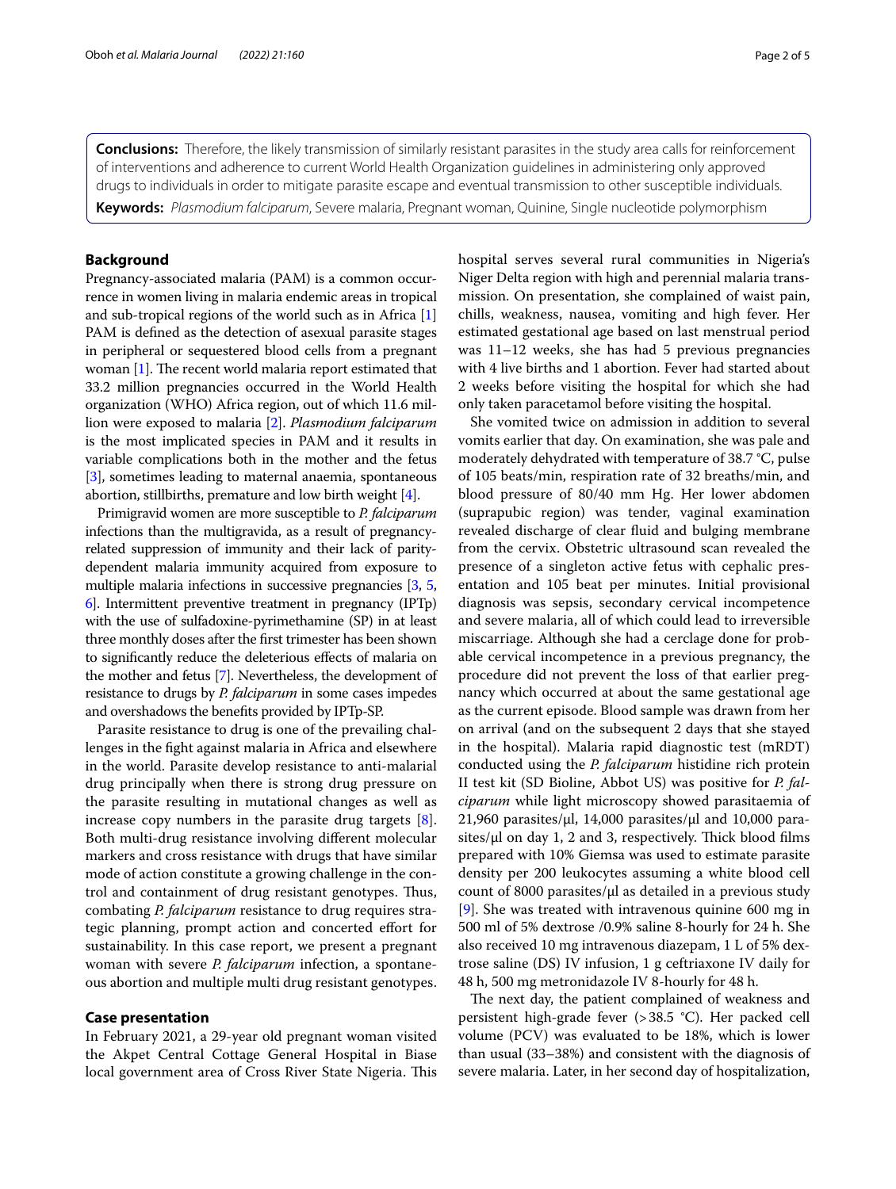**Conclusions:** Therefore, the likely transmission of similarly resistant parasites in the study area calls for reinforcement of interventions and adherence to current World Health Organization guidelines in administering only approved drugs to individuals in order to mitigate parasite escape and eventual transmission to other susceptible individuals.

**Keywords:** *Plasmodium falciparum*, Severe malaria, Pregnant woman, Quinine, Single nucleotide polymorphism

## Background

Pregnancy-associated malaria (PAM) is a common occurrence in women living in malaria endemic areas in tropical and sub-tropical regions of the world such as in Africa [1] PAM is defined as the detection of asexual parasite stages in peripheral or sequestered blood cells from a pregnant woman [1]. The recent world malaria report estimated that 33.2 million pregnancies occurred in the World Health organization (WHO) Africa region, out of which 11.6 million were exposed to malaria [2]. *Plasmodium falciparum* is the most implicated species in PAM and it results in variable complications both in the mother and the fetus [3], sometimes leading to maternal anaemia, spontaneous abortion, stillbirths, premature and low birth weight [4].

Primigravid women are more susceptible to *P. falciparum* infections than the multigravida, as a result of pregnancy-related suppression of immunity and their lack of parity-dependent malaria immunity acquired from exposure to multiple malaria infections in successive pregnancies [3, 5, 6]. Intermittent preventive treatment in pregnancy (IPTp) with the use of sulfadoxine-pyrimethamine (SP) in at least three monthly doses after the first trimester has been shown to significantly reduce the deleterious effects of malaria on the mother and fetus [7]. Nevertheless, the development of resistance to drugs by *P. falciparum* in some cases impedes and overshadows the benefits provided by IPTp-SP.

Parasite resistance to drug is one of the prevailing challenges in the fight against malaria in Africa and elsewhere in the world. Parasite develop resistance to anti-malarial drug principally when there is strong drug pressure on the parasite resulting in mutational changes as well as increase copy numbers in the parasite drug targets [8]. Both multi-drug resistance involving different molecular markers and cross resistance with drugs that have similar mode of action constitute a growing challenge in the control and containment of drug resistant genotypes. Thus, combating *P. falciparum* resistance to drug requires strategic planning, prompt action and concerted effort for sustainability. In this case report, we present a pregnant woman with severe *P. falciparum* infection, a spontaneous abortion and multiple multi drug resistant genotypes.

## Case presentation

In February 2021, a 29-year old pregnant woman visited the Akpet Central Cottage General Hospital in Biase local government area of Cross River State Nigeria. This hospital serves several rural communities in Nigeria's Niger Delta region with high and perennial malaria transmission. On presentation, she complained of waist pain, chills, weakness, nausea, vomiting and high fever. Her estimated gestational age based on last menstrual period was 11–12 weeks, she has had 5 previous pregnancies with 4 live births and 1 abortion. Fever had started about 2 weeks before visiting the hospital for which she had only taken paracetamol before visiting the hospital.

She vomited twice on admission in addition to several vomits earlier that day. On examination, she was pale and moderately dehydrated with temperature of 38.7 °C, pulse of 105 beats/min, respiration rate of 32 breaths/min, and blood pressure of 80/40 mm Hg. Her lower abdomen (suprapubic region) was tender, vaginal examination revealed discharge of clear fluid and bulging membrane from the cervix. Obstetric ultrasound scan revealed the presence of a singleton active fetus with cephalic presentation and 105 beat per minutes. Initial provisional diagnosis was sepsis, secondary cervical incompetence and severe malaria, all of which could lead to irreversible miscarriage. Although she had a cerclage done for probable cervical incompetence in a previous pregnancy, the procedure did not prevent the loss of that earlier pregnancy which occurred at about the same gestational age as the current episode. Blood sample was drawn from her on arrival (and on the subsequent 2 days that she stayed in the hospital). Malaria rapid diagnostic test (mRDT) conducted using the *P. falciparum* histidine rich protein II test kit (SD Bioline, Abbot US) was positive for *P. falciparum* while light microscopy showed parasitaemia of 21,960 parasites/µl, 14,000 parasites/µl and 10,000 parasites/µl on day 1, 2 and 3, respectively. Thick blood films prepared with 10% Giemsa was used to estimate parasite density per 200 leukocytes assuming a white blood cell count of 8000 parasites/µl as detailed in a previous study [9]. She was treated with intravenous quinine 600 mg in 500 ml of 5% dextrose /0.9% saline 8-hourly for 24 h. She also received 10 mg intravenous diazepam, 1 L of 5% dextrose saline (DS) IV infusion, 1 g ceftriaxone IV daily for 48 h, 500 mg metronidazole IV 8-hourly for 48 h.

The next day, the patient complained of weakness and persistent high-grade fever (>38.5 °C). Her packed cell volume (PCV) was evaluated to be 18%, which is lower than usual (33–38%) and consistent with the diagnosis of severe malaria. Later, in her second day of hospitalization,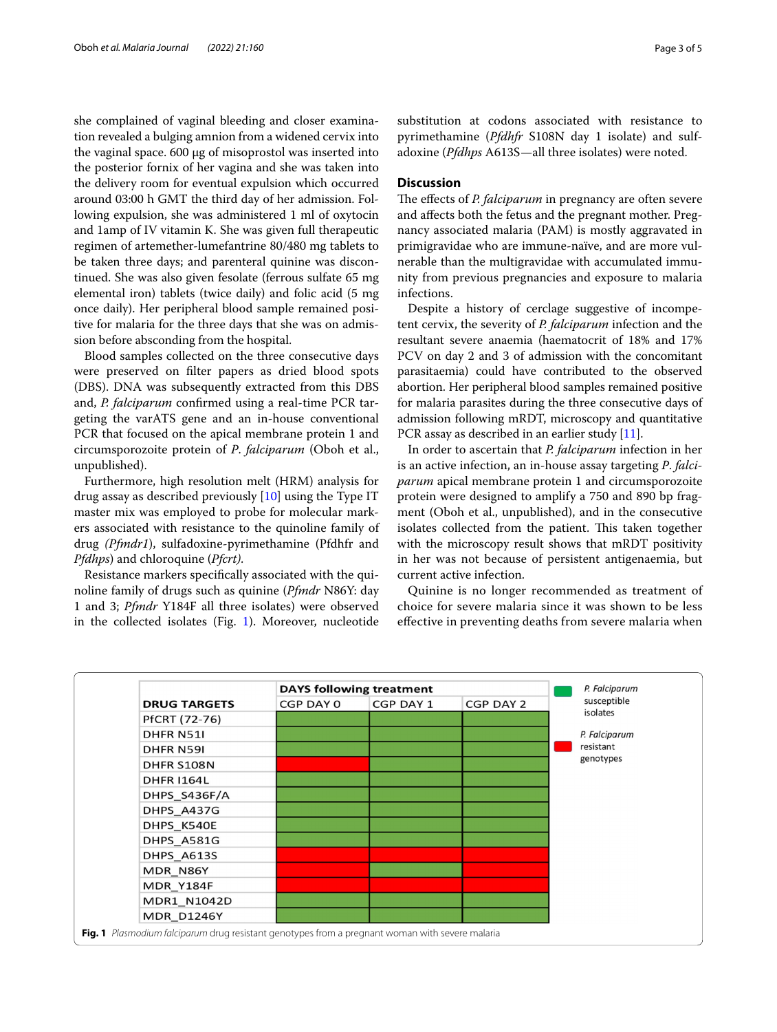she complained of vaginal bleeding and closer examination revealed a bulging amnion from a widened cervix into the vaginal space. 600 µg of misoprostol was inserted into the posterior fornix of her vagina and she was taken into the delivery room for eventual expulsion which occurred around 03:00 h GMT the third day of her admission. Following expulsion, she was administered 1 ml of oxytocin and 1amp of IV vitamin K. She was given full therapeutic regimen of artemether-lumefantrine 80/480 mg tablets to be taken three days; and parenteral quinine was discontinued. She was also given fesolate (ferrous sulfate 65 mg elemental iron) tablets (twice daily) and folic acid (5 mg once daily). Her peripheral blood sample remained positive for malaria for the three days that she was on admission before absconding from the hospital.

Blood samples collected on the three consecutive days were preserved on filter papers as dried blood spots (DBS). DNA was subsequently extracted from this DBS and, *P. falciparum* confirmed using a real-time PCR targeting the varATS gene and an in-house conventional PCR that focused on the apical membrane protein 1 and circumsporozoite protein of *P. falciparum* (Oboh et al., unpublished).

Furthermore, high resolution melt (HRM) analysis for drug assay as described previously [10] using the Type IT master mix was employed to probe for molecular markers associated with resistance to the quinoline family of drug (*Pfmdr1*), sulfadoxine-pyrimethamine (Pfdhfr and *Pfdhps*) and chloroquine (*Pfcrt).*

Resistance markers specifically associated with the quinoline family of drugs such as quinine (*Pfmdr* N86Y: day 1 and 3; *Pfmdr* Y184F all three isolates) were observed in the collected isolates (Fig. 1). Moreover, nucleotide substitution at codons associated with resistance to pyrimethamine (*Pfdhfr* S108N day 1 isolate) and sulfadoxine (*Pfdhps* A613S—all three isolates) were noted.

## Discussion

The effects of *P. falciparum* in pregnancy are often severe and affects both the fetus and the pregnant mother. Pregnancy associated malaria (PAM) is mostly aggravated in primigravidae who are immune-naïve, and are more vulnerable than the multigravidae with accumulated immunity from previous pregnancies and exposure to malaria infections.

Despite a history of cerclage suggestive of incompetent cervix, the severity of *P. falciparum* infection and the resultant severe anaemia (haematocrit of 18% and 17% PCV on day 2 and 3 of admission with the concomitant parasitaemia) could have contributed to the observed abortion. Her peripheral blood samples remained positive for malaria parasites during the three consecutive days of admission following mRDT, microscopy and quantitative PCR assay as described in an earlier study [11].

In order to ascertain that *P. falciparum* infection in her is an active infection, an in-house assay targeting *P. falciparum* apical membrane protein 1 and circumsporozoite protein were designed to amplify a 750 and 890 bp fragment (Oboh et al., unpublished), and in the consecutive isolates collected from the patient. This taken together with the microscopy result shows that mRDT positivity in her was not because of persistent antigenaemia, but current active infection.

Quinine is no longer recommended as treatment of choice for severe malaria since it was shown to be less effective in preventing deaths from severe malaria when

| | DAYS following treatment | | |
|---|---|---|---|
| DRUG TARGETS | CGP DAY 0 | CGP DAY 1 | CGP DAY 2 |
| PfCRT (72-76) | Susceptible | Susceptible | Susceptible |
| DHFR N51I | Susceptible | Susceptible | Susceptible |
| DHFR N59I | Susceptible | Susceptible | Susceptible |
| DHFR S108N | Resistant | Susceptible | Susceptible |
| DHFR I164L | Susceptible | Susceptible | Susceptible |
| DHPS_S436F/A | Susceptible | Susceptible | Susceptible |
| DHPS_A437G | Susceptible | Susceptible | Susceptible |
| DHPS_K540E | Susceptible | Susceptible | Susceptible |
| DHPS_A581G | Susceptible | Susceptible | Susceptible |
| DHPS_A613S | Resistant | Resistant | Resistant |
| MDR_N86Y | Resistant | Susceptible | Resistant |
| MDR_Y184F | Resistant | Resistant | Resistant |
| MDR1_N1042D | Susceptible | Susceptible | Susceptible |
| MDR_D1246Y | Susceptible | Susceptible | Susceptible |

Legend: Green = *P. Falciparum* susceptible isolates; Red = *P. Falciparum* resistant genotypes

**Fig. 1** *Plasmodium falciparum* drug resistant genotypes from a pregnant woman with severe malaria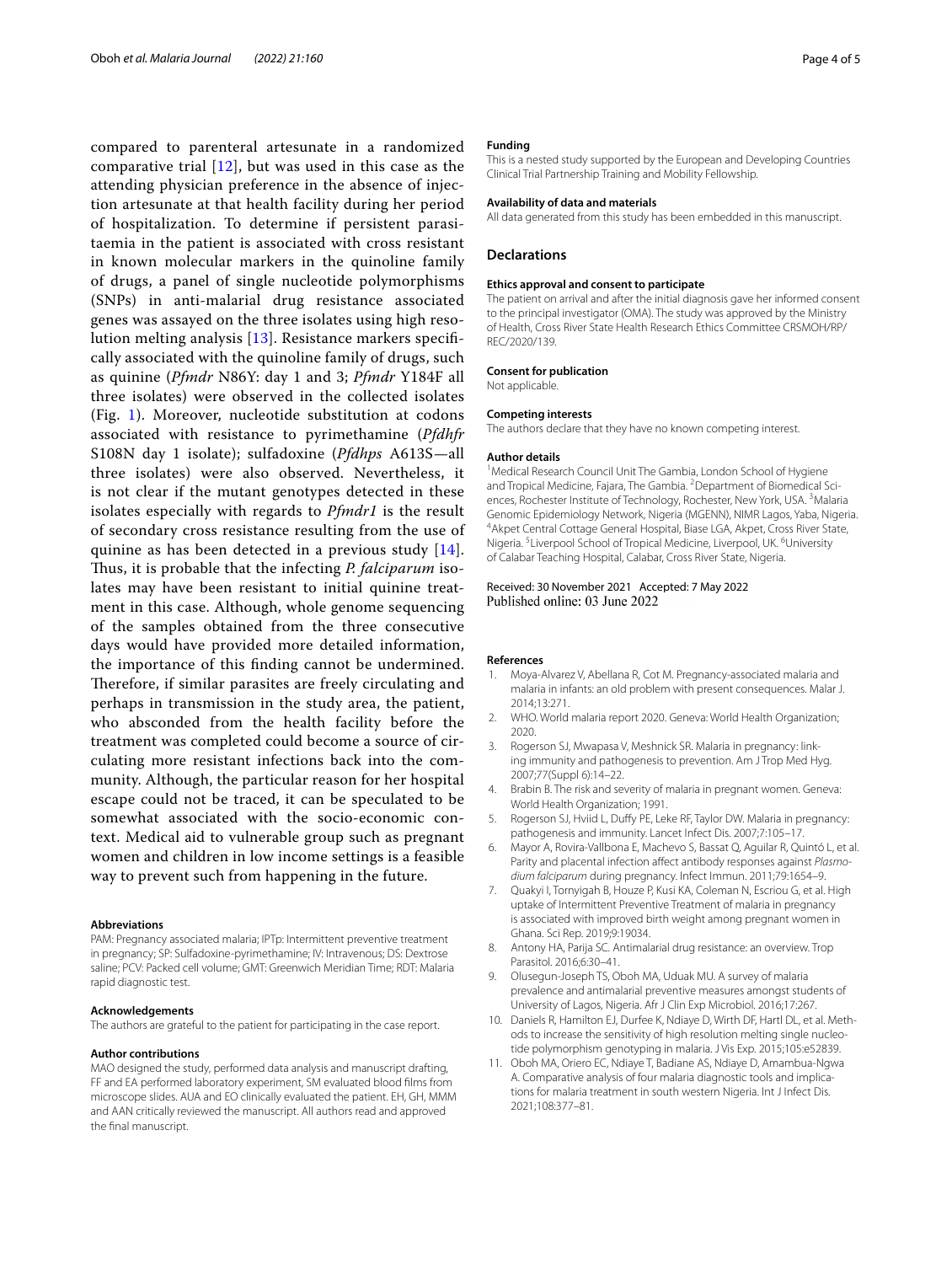compared to parenteral artesunate in a randomized comparative trial [12], but was used in this case as the attending physician preference in the absence of injection artesunate at that health facility during her period of hospitalization. To determine if persistent parasitaemia in the patient is associated with cross resistant in known molecular markers in the quinoline family of drugs, a panel of single nucleotide polymorphisms (SNPs) in anti-malarial drug resistance associated genes was assayed on the three isolates using high resolution melting analysis [13]. Resistance markers specifically associated with the quinoline family of drugs, such as quinine (*Pfmdr* N86Y: day 1 and 3; *Pfmdr* Y184F all three isolates) were observed in the collected isolates (Fig. 1). Moreover, nucleotide substitution at codons associated with resistance to pyrimethamine (*Pfdhfr* S108N day 1 isolate); sulfadoxine (*Pfdhps* A613S—all three isolates) were also observed. Nevertheless, it is not clear if the mutant genotypes detected in these isolates especially with regards to *Pfmdr1* is the result of secondary cross resistance resulting from the use of quinine as has been detected in a previous study [14]. Thus, it is probable that the infecting *P. falciparum* isolates may have been resistant to initial quinine treatment in this case. Although, whole genome sequencing of the samples obtained from the three consecutive days would have provided more detailed information, the importance of this finding cannot be undermined. Therefore, if similar parasites are freely circulating and perhaps in transmission in the study area, the patient, who absconded from the health facility before the treatment was completed could become a source of circulating more resistant infections back into the community. Although, the particular reason for her hospital escape could not be traced, it can be speculated to be somewhat associated with the socio-economic context. Medical aid to vulnerable group such as pregnant women and children in low income settings is a feasible way to prevent such from happening in the future.

#### Abbreviations

PAM: Pregnancy associated malaria; IPTp: Intermittent preventive treatment in pregnancy; SP: Sulfadoxine-pyrimethamine; IV: Intravenous; DS: Dextrose saline; PCV: Packed cell volume; GMT: Greenwich Meridian Time; RDT: Malaria rapid diagnostic test.

#### Acknowledgements

The authors are grateful to the patient for participating in the case report.

#### Author contributions

MAO designed the study, performed data analysis and manuscript drafting, FF and EA performed laboratory experiment, SM evaluated blood films from microscope slides. AUA and EO clinically evaluated the patient. EH, GH, MMM and AAN critically reviewed the manuscript. All authors read and approved the final manuscript.

#### Funding

This is a nested study supported by the European and Developing Countries Clinical Trial Partnership Training and Mobility Fellowship.

#### Availability of data and materials

All data generated from this study has been embedded in this manuscript.

## Declarations

#### Ethics approval and consent to participate

The patient on arrival and after the initial diagnosis gave her informed consent to the principal investigator (OMA). The study was approved by the Ministry of Health, Cross River State Health Research Ethics Committee CRSMOH/RP/REC/2020/139.

#### Consent for publication

Not applicable.

#### Competing interests

The authors declare that they have no known competing interest.

#### Author details

[1]Medical Research Council Unit The Gambia, London School of Hygiene and Tropical Medicine, Fajara, The Gambia. [2]Department of Biomedical Sciences, Rochester Institute of Technology, Rochester, New York, USA. [3]Malaria Genomic Epidemiology Network, Nigeria (MGENN), NIMR Lagos, Yaba, Nigeria. [4]Akpet Central Cottage General Hospital, Biase LGA, Akpet, Cross River State, Nigeria. [5]Liverpool School of Tropical Medicine, Liverpool, UK. [6]University of Calabar Teaching Hospital, Calabar, Cross River State, Nigeria.

Received: 30 November 2021 Accepted: 7 May 2022
Published online: 03 June 2022

#### References

1. Moya-Alvarez V, Abellana R, Cot M. Pregnancy-associated malaria and malaria in infants: an old problem with present consequences. Malar J. 2014;13:271.
2. WHO. World malaria report 2020. Geneva: World Health Organization; 2020.
3. Rogerson SJ, Mwapasa V, Meshnick SR. Malaria in pregnancy: linking immunity and pathogenesis to prevention. Am J Trop Med Hyg. 2007;77(Suppl 6):14–22.
4. Brabin B. The risk and severity of malaria in pregnant women. Geneva: World Health Organization; 1991.
5. Rogerson SJ, Hviid L, Duffy PE, Leke RF, Taylor DW. Malaria in pregnancy: pathogenesis and immunity. Lancet Infect Dis. 2007;7:105–17.
6. Mayor A, Rovira-Vallbona E, Machevo S, Bassat Q, Aguilar R, Quintó L, et al. Parity and placental infection affect antibody responses against *Plasmodium falciparum* during pregnancy. Infect Immun. 2011;79:1654–9.
7. Quakyi I, Tornyigah B, Houze P, Kusi KA, Coleman N, Escriou G, et al. High uptake of Intermittent Preventive Treatment of malaria in pregnancy is associated with improved birth weight among pregnant women in Ghana. Sci Rep. 2019;9:19034.
8. Antony HA, Parija SC. Antimalarial drug resistance: an overview. Trop Parasitol. 2016;6:30–41.
9. Olusegun-Joseph TS, Oboh MA, Uduak MU. A survey of malaria prevalence and antimalarial preventive measures amongst students of University of Lagos, Nigeria. Afr J Clin Exp Microbiol. 2016;17:267.
10. Daniels R, Hamilton EJ, Durfee K, Ndiaye D, Wirth DF, Hartl DL, et al. Methods to increase the sensitivity of high resolution melting single nucleotide polymorphism genotyping in malaria. J Vis Exp. 2015;105:e52839.
11. Oboh MA, Oriero EC, Ndiaye T, Badiane AS, Ndiaye D, Amambua-Ngwa A. Comparative analysis of four malaria diagnostic tools and implications for malaria treatment in south western Nigeria. Int J Infect Dis. 2021;108:377–81.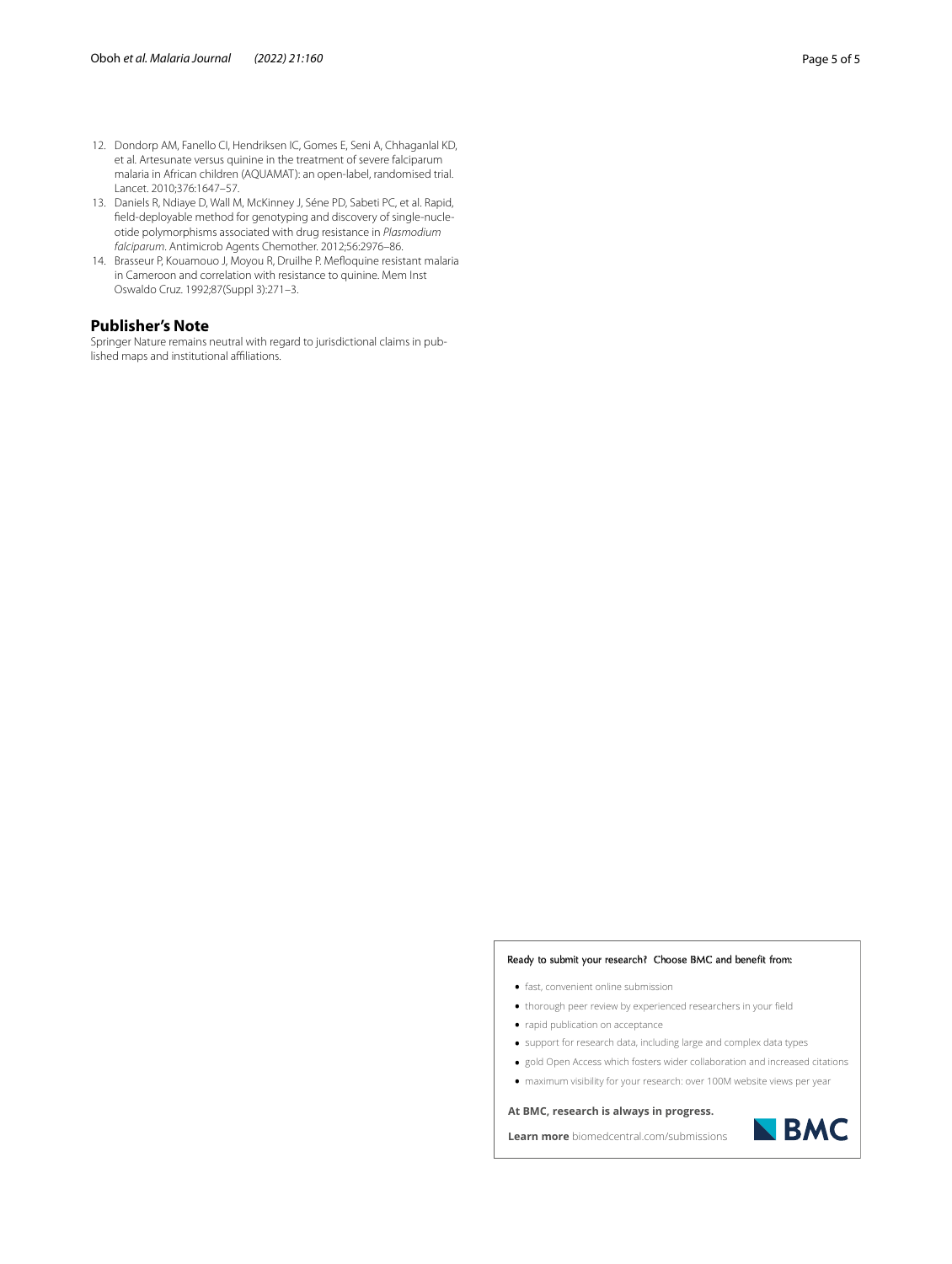12. Dondorp AM, Fanello CI, Hendriksen IC, Gomes E, Seni A, Chhaganlal KD, et al. Artesunate versus quinine in the treatment of severe falciparum malaria in African children (AQUAMAT): an open-label, randomised trial. Lancet. 2010;376:1647–57.
13. Daniels R, Ndiaye D, Wall M, McKinney J, Séne PD, Sabeti PC, et al. Rapid, field-deployable method for genotyping and discovery of single-nucleotide polymorphisms associated with drug resistance in *Plasmodium falciparum*. Antimicrob Agents Chemother. 2012;56:2976–86.
14. Brasseur P, Kouamouo J, Moyou R, Druilhe P. Mefloquine resistant malaria in Cameroon and correlation with resistance to quinine. Mem Inst Oswaldo Cruz. 1992;87(Suppl 3):271–3.

## Publisher's Note

Springer Nature remains neutral with regard to jurisdictional claims in published maps and institutional affiliations.

Ready to submit your research? Choose BMC and benefit from:

- fast, convenient online submission
- thorough peer review by experienced researchers in your field
- rapid publication on acceptance
- support for research data, including large and complex data types
- gold Open Access which fosters wider collaboration and increased citations
- maximum visibility for your research: over 100M website views per year

**At BMC, research is always in progress.**

**Learn more** biomedcentral.com/submissions

BMC